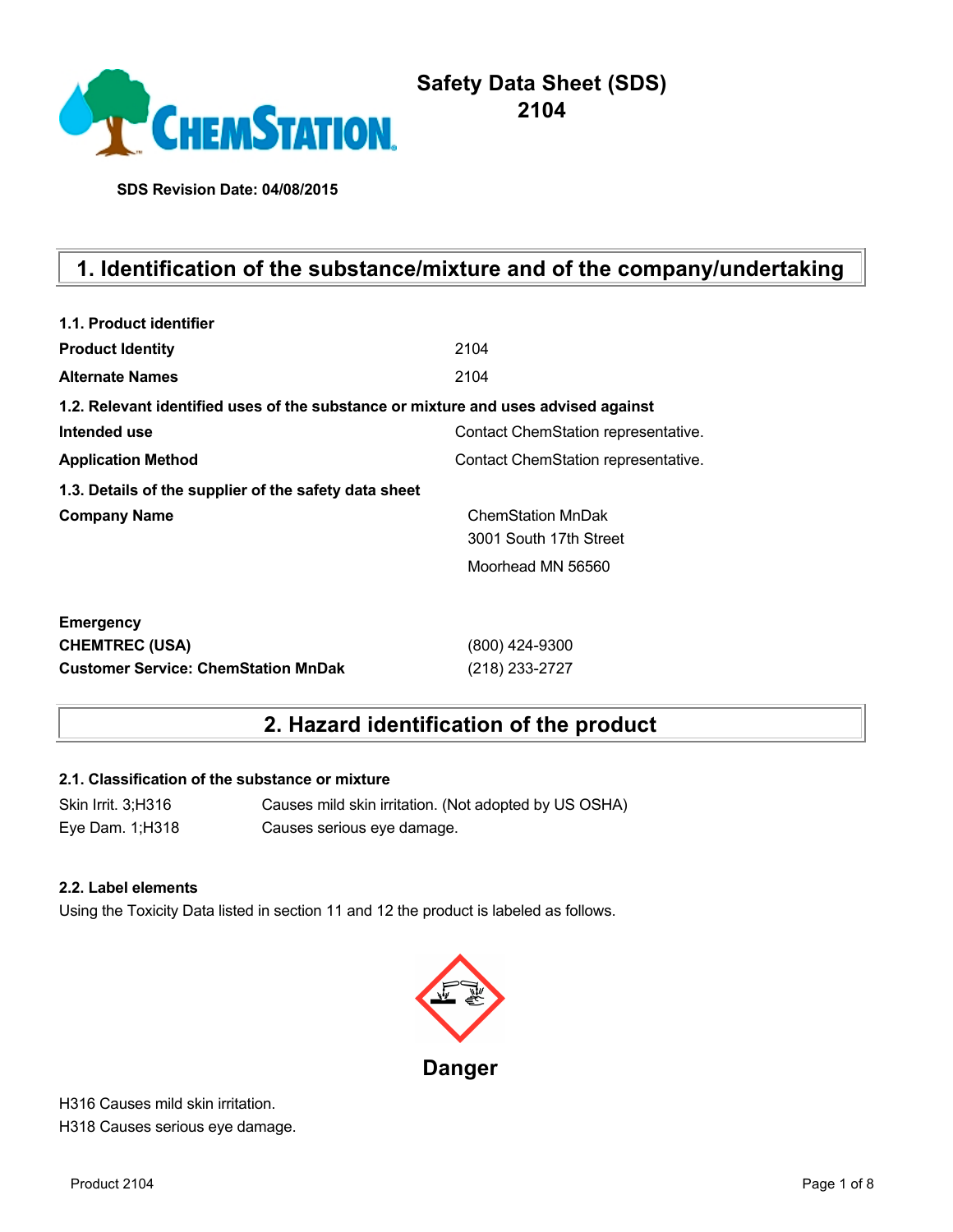# Safety Data Sheet (SDS)
# 2104

**SDS Revision Date: 04/08/2015**

## 1. Identification of the substance/mixture and of the company/undertaking

**1.1. Product identifier**

| | |
|---|---|
| **Product Identity** | 2104 |
| **Alternate Names** | 2104 |

**1.2. Relevant identified uses of the substance or mixture and uses advised against**

| | |
|---|---|
| **Intended use** | Contact ChemStation representative. |
| **Application Method** | Contact ChemStation representative. |

**1.3. Details of the supplier of the safety data sheet**

| | |
|---|---|
| **Company Name** | ChemStation MnDak<br>3001 South 17th Street<br>Moorhead MN 56560 |

**Emergency**

| | |
|---|---|
| **CHEMTREC (USA)** | (800) 424-9300 |
| **Customer Service: ChemStation MnDak** | (218) 233-2727 |

## 2. Hazard identification of the product

**2.1. Classification of the substance or mixture**

| | |
|---|---|
| Skin Irrit. 3;H316 | Causes mild skin irritation. (Not adopted by US OSHA) |
| Eye Dam. 1;H318 | Causes serious eye damage. |

**2.2. Label elements**

Using the Toxicity Data listed in section 11 and 12 the product is labeled as follows.

**Danger**

H316 Causes mild skin irritation.
H318 Causes serious eye damage.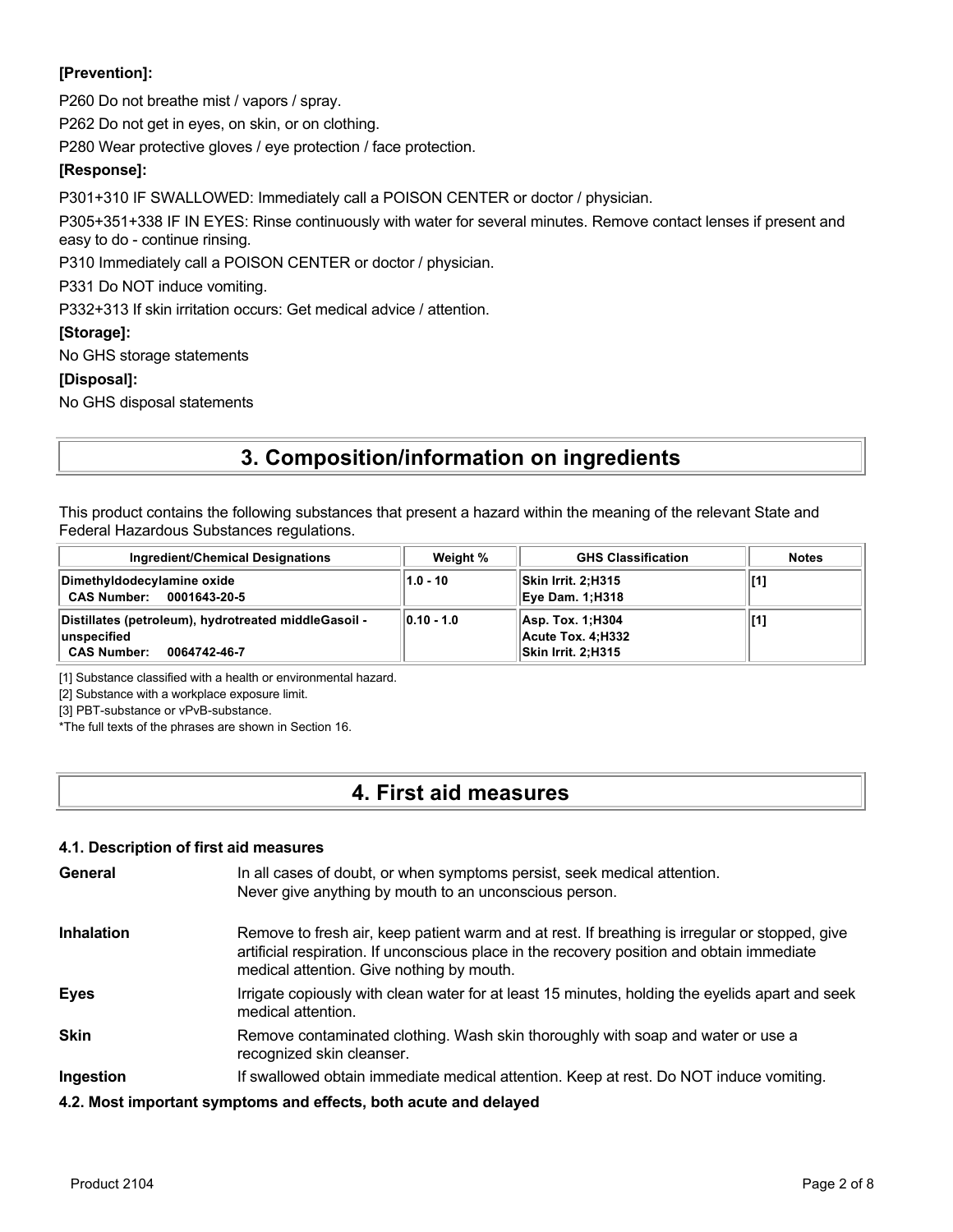**[Prevention]:**

P260 Do not breathe mist / vapors / spray.

P262 Do not get in eyes, on skin, or on clothing.

P280 Wear protective gloves / eye protection / face protection.

**[Response]:**

P301+310 IF SWALLOWED: Immediately call a POISON CENTER or doctor / physician.

P305+351+338 IF IN EYES: Rinse continuously with water for several minutes. Remove contact lenses if present and easy to do - continue rinsing.

P310 Immediately call a POISON CENTER or doctor / physician.

P331 Do NOT induce vomiting.

P332+313 If skin irritation occurs: Get medical advice / attention.

**[Storage]:**

No GHS storage statements

**[Disposal]:**

No GHS disposal statements

# 3. Composition/information on ingredients

This product contains the following substances that present a hazard within the meaning of the relevant State and Federal Hazardous Substances regulations.

| Ingredient/Chemical Designations | Weight % | GHS Classification | Notes |
|---|---|---|---|
| **Dimethyldodecylamine oxide**<br>**CAS Number: 0001643-20-5** | 1.0 - 10 | Skin Irrit. 2;H315<br>Eye Dam. 1;H318 | [1] |
| **Distillates (petroleum), hydrotreated middleGasoil - unspecified**<br>**CAS Number: 0064742-46-7** | 0.10 - 1.0 | Asp. Tox. 1;H304<br>Acute Tox. 4;H332<br>Skin Irrit. 2;H315 | [1] |

[1] Substance classified with a health or environmental hazard.

[2] Substance with a workplace exposure limit.

[3] PBT-substance or vPvB-substance.

*The full texts of the phrases are shown in Section 16.

# 4. First aid measures

### 4.1. Description of first aid measures

**General** In all cases of doubt, or when symptoms persist, seek medical attention. Never give anything by mouth to an unconscious person.

**Inhalation** Remove to fresh air, keep patient warm and at rest. If breathing is irregular or stopped, give artificial respiration. If unconscious place in the recovery position and obtain immediate medical attention. Give nothing by mouth.

**Eyes** Irrigate copiously with clean water for at least 15 minutes, holding the eyelids apart and seek medical attention.

**Skin** Remove contaminated clothing. Wash skin thoroughly with soap and water or use a recognized skin cleanser.

**Ingestion** If swallowed obtain immediate medical attention. Keep at rest. Do NOT induce vomiting.

### 4.2. Most important symptoms and effects, both acute and delayed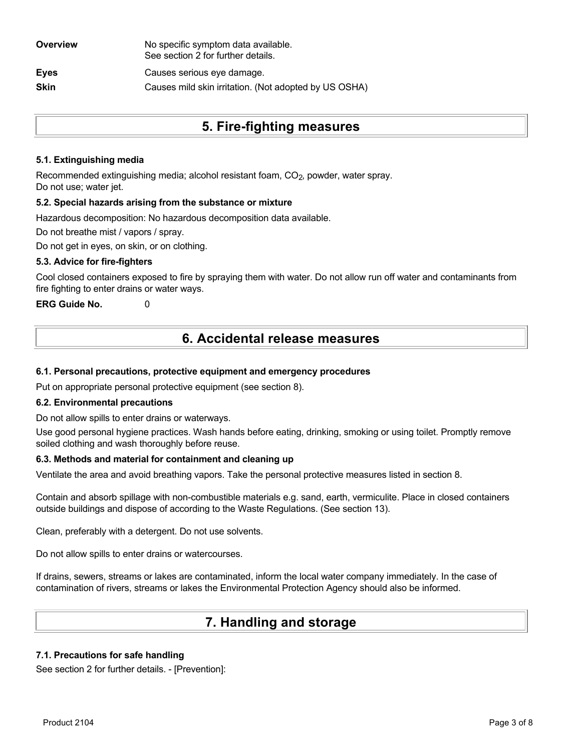| | |
|---|---|
| **Overview** | No specific symptom data available.<br>See section 2 for further details. |
| **Eyes** | Causes serious eye damage. |
| **Skin** | Causes mild skin irritation. (Not adopted by US OSHA) |

# 5. Fire-fighting measures

### 5.1. Extinguishing media

Recommended extinguishing media; alcohol resistant foam, $CO_2$, powder, water spray.
Do not use; water jet.

### 5.2. Special hazards arising from the substance or mixture

Hazardous decomposition: No hazardous decomposition data available.

Do not breathe mist / vapors / spray.

Do not get in eyes, on skin, or on clothing.

### 5.3. Advice for fire-fighters

Cool closed containers exposed to fire by spraying them with water. Do not allow run off water and contaminants from fire fighting to enter drains or water ways.

**ERG Guide No.** 0

# 6. Accidental release measures

### 6.1. Personal precautions, protective equipment and emergency procedures

Put on appropriate personal protective equipment (see section 8).

### 6.2. Environmental precautions

Do not allow spills to enter drains or waterways.

Use good personal hygiene practices. Wash hands before eating, drinking, smoking or using toilet. Promptly remove soiled clothing and wash thoroughly before reuse.

### 6.3. Methods and material for containment and cleaning up

Ventilate the area and avoid breathing vapors. Take the personal protective measures listed in section 8.

Contain and absorb spillage with non-combustible materials e.g. sand, earth, vermiculite. Place in closed containers outside buildings and dispose of according to the Waste Regulations. (See section 13).

Clean, preferably with a detergent. Do not use solvents.

Do not allow spills to enter drains or watercourses.

If drains, sewers, streams or lakes are contaminated, inform the local water company immediately. In the case of contamination of rivers, streams or lakes the Environmental Protection Agency should also be informed.

# 7. Handling and storage

### 7.1. Precautions for safe handling

See section 2 for further details. - [Prevention]: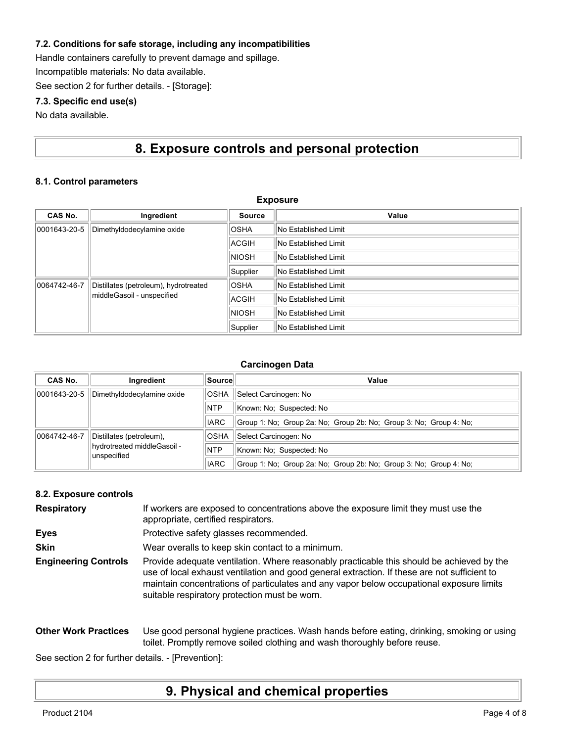### 7.2. Conditions for safe storage, including any incompatibilities

Handle containers carefully to prevent damage and spillage.

Incompatible materials: No data available.

See section 2 for further details. - [Storage]:

### 7.3. Specific end use(s)

No data available.

## 8. Exposure controls and personal protection

### 8.1. Control parameters

**Exposure**

| CAS No. | Ingredient | Source | Value |
|---|---|---|---|
| 0001643-20-5 | Dimethyldodecylamine oxide | OSHA | No Established Limit |
| | | ACGIH | No Established Limit |
| | | NIOSH | No Established Limit |
| | | Supplier | No Established Limit |
| 0064742-46-7 | Distillates (petroleum), hydrotreated middleGasoil - unspecified | OSHA | No Established Limit |
| | | ACGIH | No Established Limit |
| | | NIOSH | No Established Limit |
| | | Supplier | No Established Limit |

**Carcinogen Data**

| CAS No. | Ingredient | Source | Value |
|---|---|---|---|
| 0001643-20-5 | Dimethyldodecylamine oxide | OSHA | Select Carcinogen: No |
| | | NTP | Known: No; Suspected: No |
| | | IARC | Group 1: No; Group 2a: No; Group 2b: No; Group 3: No; Group 4: No; |
| 0064742-46-7 | Distillates (petroleum), hydrotreated middleGasoil - unspecified | OSHA | Select Carcinogen: No |
| | | NTP | Known: No; Suspected: No |
| | | IARC | Group 1: No; Group 2a: No; Group 2b: No; Group 3: No; Group 4: No; |

### 8.2. Exposure controls

**Respiratory** If workers are exposed to concentrations above the exposure limit they must use the appropriate, certified respirators.

**Eyes** Protective safety glasses recommended.

**Skin** Wear overalls to keep skin contact to a minimum.

**Engineering Controls** Provide adequate ventilation. Where reasonably practicable this should be achieved by the use of local exhaust ventilation and good general extraction. If these are not sufficient to maintain concentrations of particulates and any vapor below occupational exposure limits suitable respiratory protection must be worn.

**Other Work Practices** Use good personal hygiene practices. Wash hands before eating, drinking, smoking or using toilet. Promptly remove soiled clothing and wash thoroughly before reuse.

See section 2 for further details. - [Prevention]:

## 9. Physical and chemical properties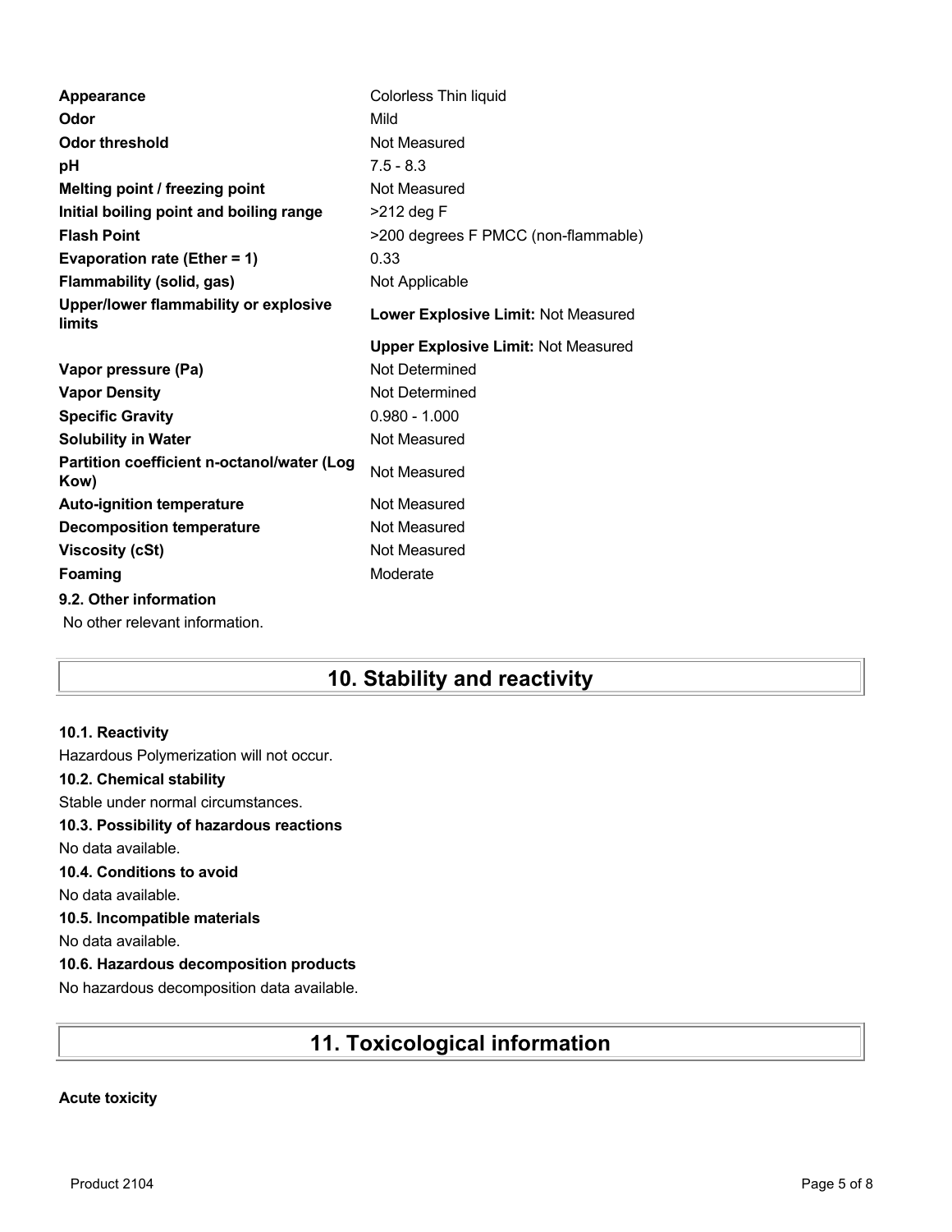| | |
|---|---|
| **Appearance** | Colorless Thin liquid |
| **Odor** | Mild |
| **Odor threshold** | Not Measured |
| **pH** | 7.5 - 8.3 |
| **Melting point / freezing point** | Not Measured |
| **Initial boiling point and boiling range** | >212 deg F |
| **Flash Point** | >200 degrees F PMCC (non-flammable) |
| **Evaporation rate (Ether = 1)** | 0.33 |
| **Flammability (solid, gas)** | Not Applicable |
| **Upper/lower flammability or explosive limits** | **Lower Explosive Limit:** Not Measured |
| | **Upper Explosive Limit:** Not Measured |
| **Vapor pressure (Pa)** | Not Determined |
| **Vapor Density** | Not Determined |
| **Specific Gravity** | 0.980 - 1.000 |
| **Solubility in Water** | Not Measured |
| **Partition coefficient n-octanol/water (Log Kow)** | Not Measured |
| **Auto-ignition temperature** | Not Measured |
| **Decomposition temperature** | Not Measured |
| **Viscosity (cSt)** | Not Measured |
| **Foaming** | Moderate |

**9.2. Other information**

No other relevant information.

## 10. Stability and reactivity

**10.1. Reactivity**

Hazardous Polymerization will not occur.

**10.2. Chemical stability**

Stable under normal circumstances.

**10.3. Possibility of hazardous reactions**

No data available.

**10.4. Conditions to avoid**

No data available.

**10.5. Incompatible materials**

No data available.

**10.6. Hazardous decomposition products**

No hazardous decomposition data available.

## 11. Toxicological information

**Acute toxicity**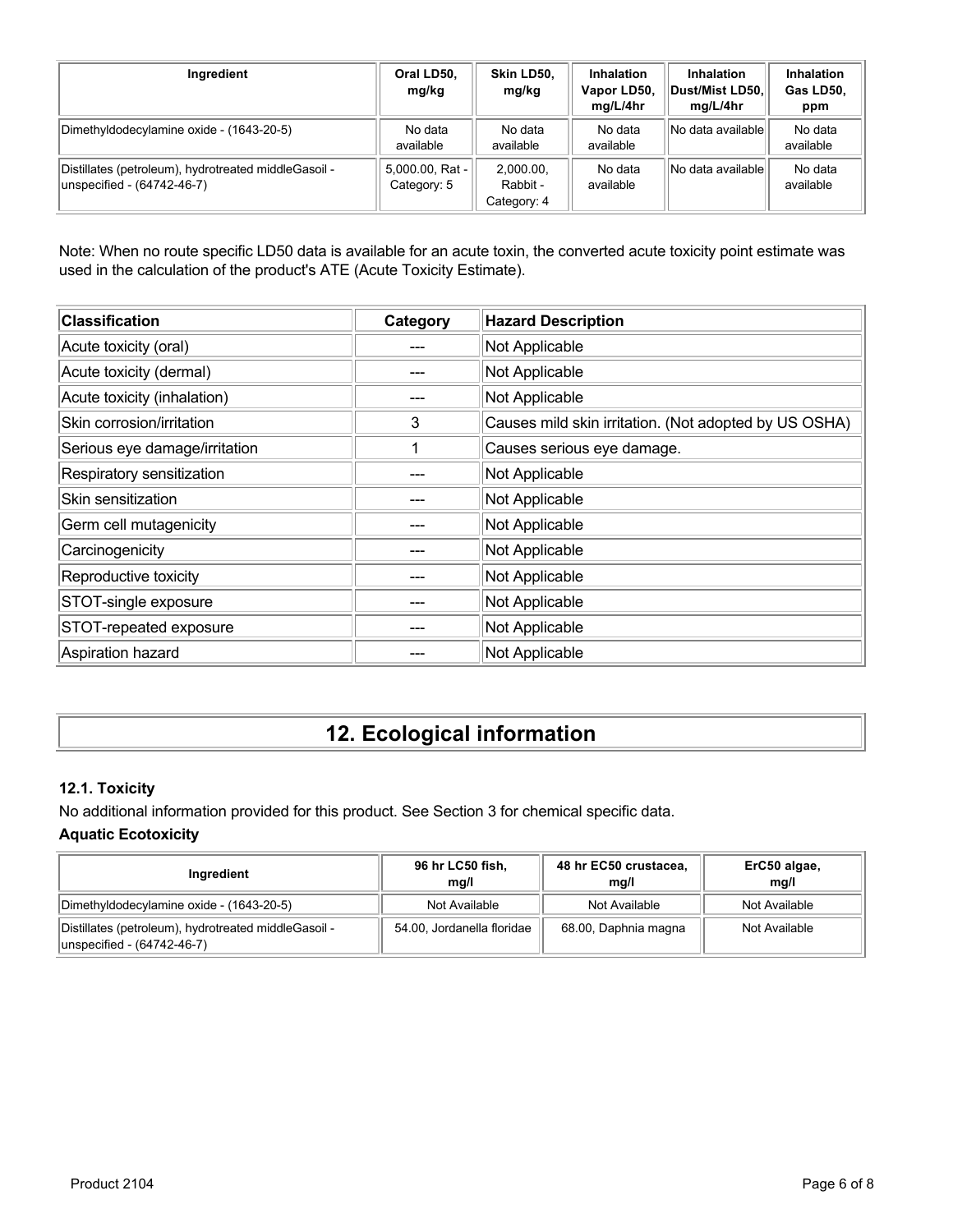| Ingredient | Oral LD50, mg/kg | Skin LD50, mg/kg | Inhalation Vapor LD50, mg/L/4hr | Inhalation Dust/Mist LD50, mg/L/4hr | Inhalation Gas LD50, ppm |
| --- | --- | --- | --- | --- | --- |
| Dimethyldodecylamine oxide - (1643-20-5) | No data available | No data available | No data available | No data available | No data available |
| Distillates (petroleum), hydrotreated middleGasoil - unspecified - (64742-46-7) | 5,000.00, Rat - Category: 5 | 2,000.00, Rabbit - Category: 4 | No data available | No data available | No data available |

Note: When no route specific LD50 data is available for an acute toxin, the converted acute toxicity point estimate was used in the calculation of the product's ATE (Acute Toxicity Estimate).

| Classification | Category | Hazard Description |
| --- | --- | --- |
| Acute toxicity (oral) | --- | Not Applicable |
| Acute toxicity (dermal) | --- | Not Applicable |
| Acute toxicity (inhalation) | --- | Not Applicable |
| Skin corrosion/irritation | 3 | Causes mild skin irritation. (Not adopted by US OSHA) |
| Serious eye damage/irritation | 1 | Causes serious eye damage. |
| Respiratory sensitization | --- | Not Applicable |
| Skin sensitization | --- | Not Applicable |
| Germ cell mutagenicity | --- | Not Applicable |
| Carcinogenicity | --- | Not Applicable |
| Reproductive toxicity | --- | Not Applicable |
| STOT-single exposure | --- | Not Applicable |
| STOT-repeated exposure | --- | Not Applicable |
| Aspiration hazard | --- | Not Applicable |

# 12. Ecological information

### 12.1. Toxicity

No additional information provided for this product. See Section 3 for chemical specific data.

**Aquatic Ecotoxicity**

| Ingredient | 96 hr LC50 fish, mg/l | 48 hr EC50 crustacea, mg/l | ErC50 algae, mg/l |
| --- | --- | --- | --- |
| Dimethyldodecylamine oxide - (1643-20-5) | Not Available | Not Available | Not Available |
| Distillates (petroleum), hydrotreated middleGasoil - unspecified - (64742-46-7) | 54.00, Jordanella floridae | 68.00, Daphnia magna | Not Available |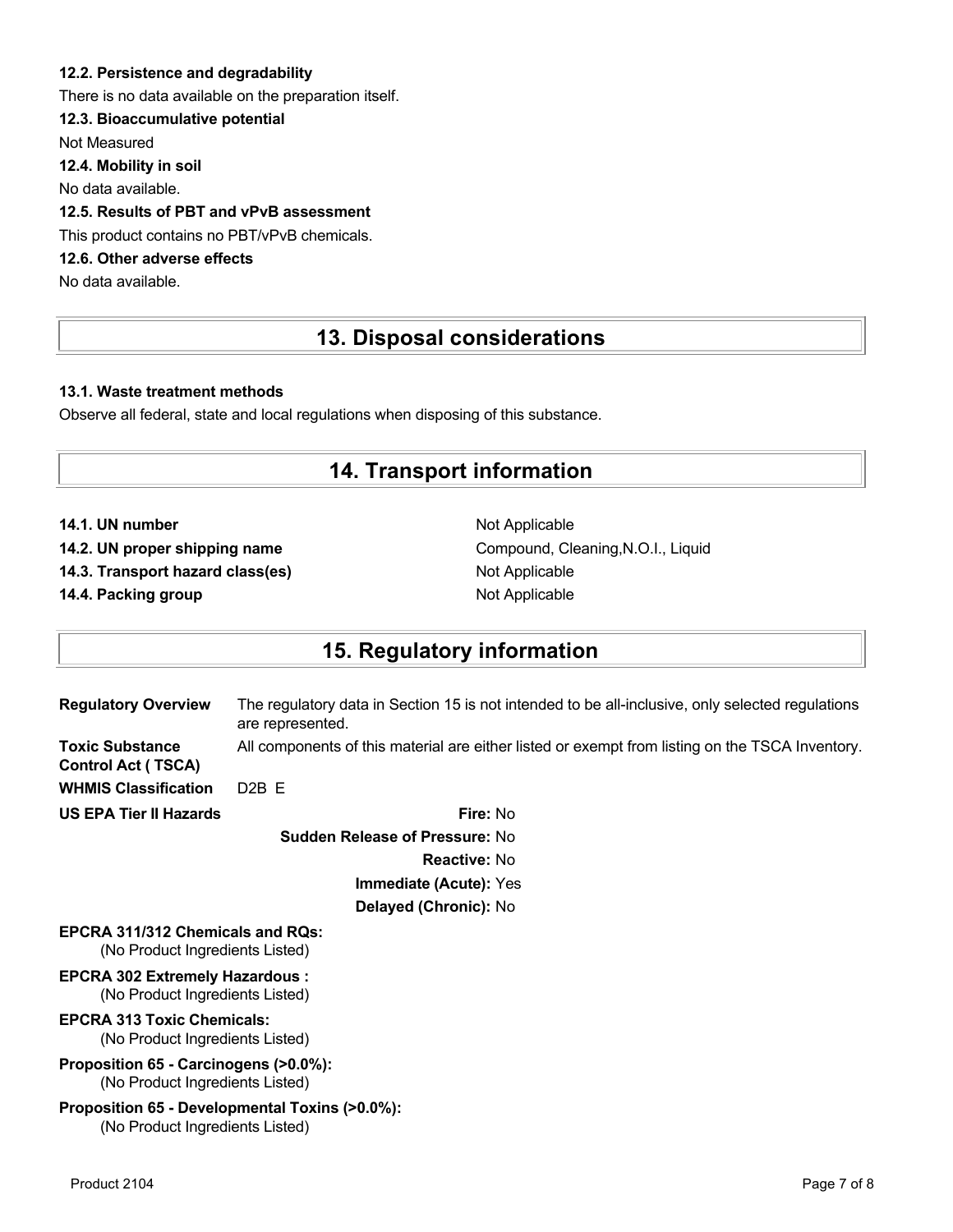#### 12.2. Persistence and degradability

There is no data available on the preparation itself.

#### 12.3. Bioaccumulative potential

Not Measured

#### 12.4. Mobility in soil

No data available.

#### 12.5. Results of PBT and vPvB assessment

This product contains no PBT/vPvB chemicals.

#### 12.6. Other adverse effects

No data available.

## 13. Disposal considerations

#### 13.1. Waste treatment methods

Observe all federal, state and local regulations when disposing of this substance.

## 14. Transport information

| | |
|---|---|
| **14.1. UN number** | Not Applicable |
| **14.2. UN proper shipping name** | Compound, Cleaning,N.O.I., Liquid |
| **14.3. Transport hazard class(es)** | Not Applicable |
| **14.4. Packing group** | Not Applicable |

## 15. Regulatory information

**Regulatory Overview** The regulatory data in Section 15 is not intended to be all-inclusive, only selected regulations are represented.

**Toxic Substance Control Act ( TSCA)** All components of this material are either listed or exempt from listing on the TSCA Inventory.

**WHMIS Classification** D2B E

**US EPA Tier II Hazards**

- **Fire:** No
- **Sudden Release of Pressure:** No
- **Reactive:** No
- **Immediate (Acute):** Yes
- **Delayed (Chronic):** No

**EPCRA 311/312 Chemicals and RQs:**
(No Product Ingredients Listed)

**EPCRA 302 Extremely Hazardous :**
(No Product Ingredients Listed)

**EPCRA 313 Toxic Chemicals:**
(No Product Ingredients Listed)

**Proposition 65 - Carcinogens (>0.0%):**
(No Product Ingredients Listed)

**Proposition 65 - Developmental Toxins (>0.0%):**
(No Product Ingredients Listed)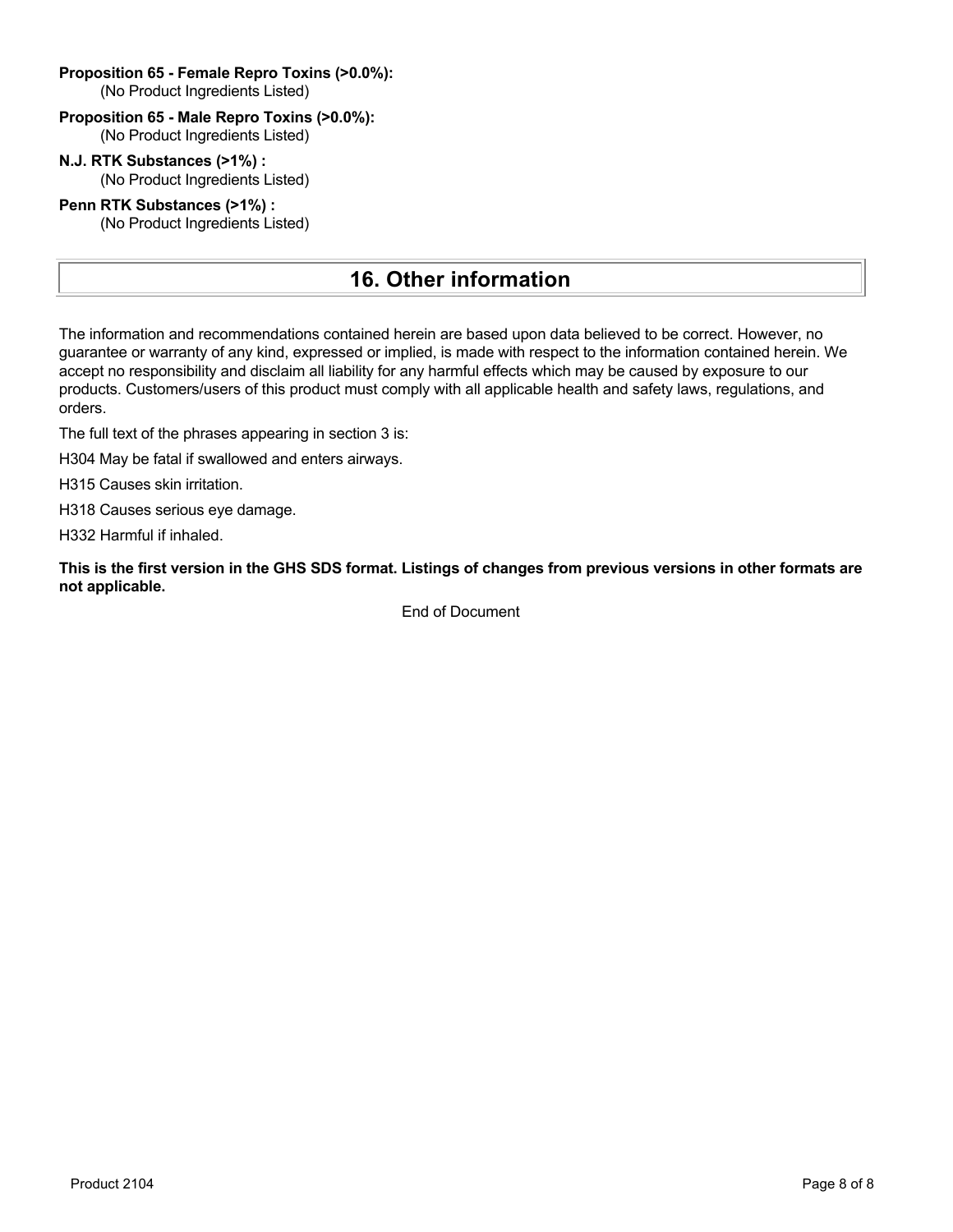**Proposition 65 - Female Repro Toxins (>0.0%):**
(No Product Ingredients Listed)

**Proposition 65 - Male Repro Toxins (>0.0%):**
(No Product Ingredients Listed)

**N.J. RTK Substances (>1%) :**
(No Product Ingredients Listed)

**Penn RTK Substances (>1%) :**
(No Product Ingredients Listed)

## 16. Other information

The information and recommendations contained herein are based upon data believed to be correct. However, no guarantee or warranty of any kind, expressed or implied, is made with respect to the information contained herein. We accept no responsibility and disclaim all liability for any harmful effects which may be caused by exposure to our products. Customers/users of this product must comply with all applicable health and safety laws, regulations, and orders.

The full text of the phrases appearing in section 3 is:

H304 May be fatal if swallowed and enters airways.

H315 Causes skin irritation.

H318 Causes serious eye damage.

H332 Harmful if inhaled.

**This is the first version in the GHS SDS format. Listings of changes from previous versions in other formats are not applicable.**

End of Document